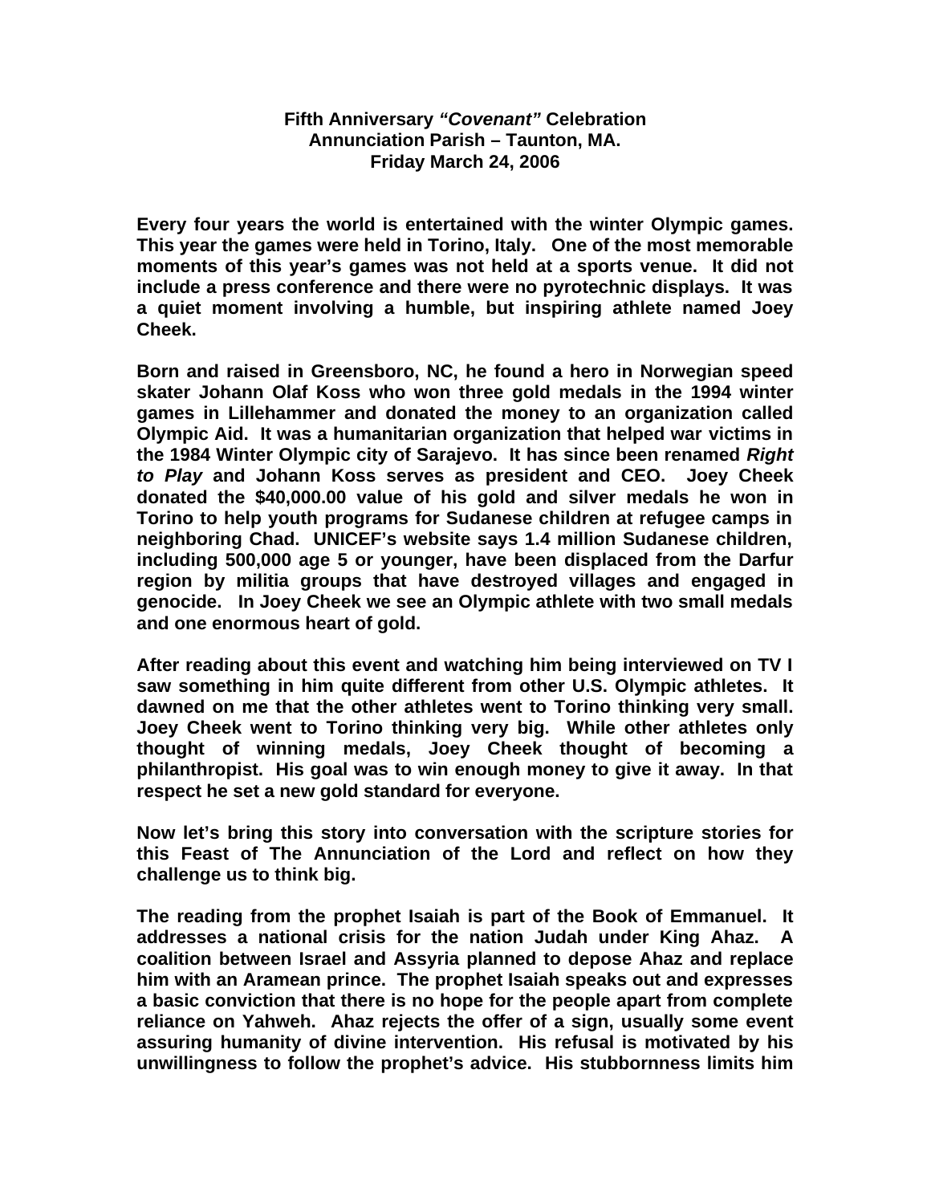**Fifth Anniversary *"Covenant"* Celebration**
**Annunciation Parish – Taunton, MA.**
**Friday March 24, 2006**

**Every four years the world is entertained with the winter Olympic games. This year the games were held in Torino, Italy. One of the most memorable moments of this year's games was not held at a sports venue. It did not include a press conference and there were no pyrotechnic displays. It was a quiet moment involving a humble, but inspiring athlete named Joey Cheek.**

**Born and raised in Greensboro, NC, he found a hero in Norwegian speed skater Johann Olaf Koss who won three gold medals in the 1994 winter games in Lillehammer and donated the money to an organization called Olympic Aid. It was a humanitarian organization that helped war victims in the 1984 Winter Olympic city of Sarajevo. It has since been renamed *Right to Play* and Johann Koss serves as president and CEO. Joey Cheek donated the $40,000.00 value of his gold and silver medals he won in Torino to help youth programs for Sudanese children at refugee camps in neighboring Chad. UNICEF's website says 1.4 million Sudanese children, including 500,000 age 5 or younger, have been displaced from the Darfur region by militia groups that have destroyed villages and engaged in genocide. In Joey Cheek we see an Olympic athlete with two small medals and one enormous heart of gold.**

**After reading about this event and watching him being interviewed on TV I saw something in him quite different from other U.S. Olympic athletes. It dawned on me that the other athletes went to Torino thinking very small. Joey Cheek went to Torino thinking very big. While other athletes only thought of winning medals, Joey Cheek thought of becoming a philanthropist. His goal was to win enough money to give it away. In that respect he set a new gold standard for everyone.**

**Now let's bring this story into conversation with the scripture stories for this Feast of The Annunciation of the Lord and reflect on how they challenge us to think big.**

**The reading from the prophet Isaiah is part of the Book of Emmanuel. It addresses a national crisis for the nation Judah under King Ahaz. A coalition between Israel and Assyria planned to depose Ahaz and replace him with an Aramean prince. The prophet Isaiah speaks out and expresses a basic conviction that there is no hope for the people apart from complete reliance on Yahweh. Ahaz rejects the offer of a sign, usually some event assuring humanity of divine intervention. His refusal is motivated by his unwillingness to follow the prophet's advice. His stubbornness limits him**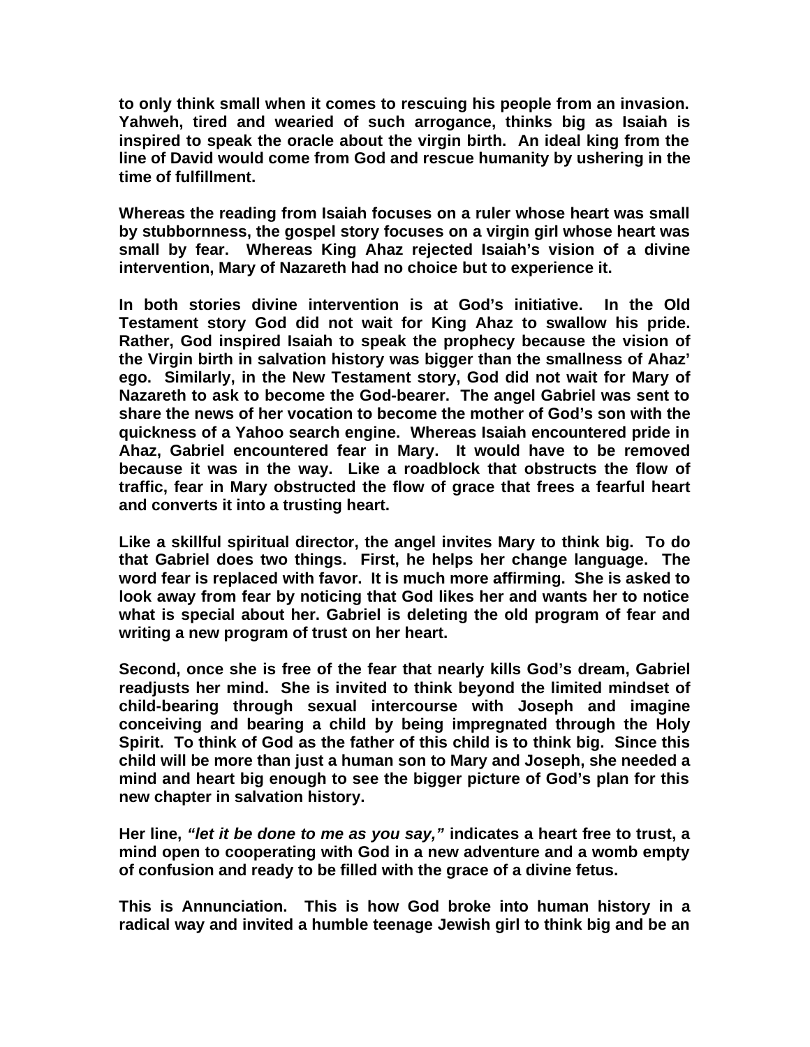**to only think small when it comes to rescuing his people from an invasion. Yahweh, tired and wearied of such arrogance, thinks big as Isaiah is inspired to speak the oracle about the virgin birth. An ideal king from the line of David would come from God and rescue humanity by ushering in the time of fulfillment.**

**Whereas the reading from Isaiah focuses on a ruler whose heart was small by stubbornness, the gospel story focuses on a virgin girl whose heart was small by fear. Whereas King Ahaz rejected Isaiah's vision of a divine intervention, Mary of Nazareth had no choice but to experience it.**

**In both stories divine intervention is at God's initiative. In the Old Testament story God did not wait for King Ahaz to swallow his pride. Rather, God inspired Isaiah to speak the prophecy because the vision of the Virgin birth in salvation history was bigger than the smallness of Ahaz' ego. Similarly, in the New Testament story, God did not wait for Mary of Nazareth to ask to become the God-bearer. The angel Gabriel was sent to share the news of her vocation to become the mother of God's son with the quickness of a Yahoo search engine. Whereas Isaiah encountered pride in Ahaz, Gabriel encountered fear in Mary. It would have to be removed because it was in the way. Like a roadblock that obstructs the flow of traffic, fear in Mary obstructed the flow of grace that frees a fearful heart and converts it into a trusting heart.**

**Like a skillful spiritual director, the angel invites Mary to think big. To do that Gabriel does two things. First, he helps her change language. The word fear is replaced with favor. It is much more affirming. She is asked to look away from fear by noticing that God likes her and wants her to notice what is special about her. Gabriel is deleting the old program of fear and writing a new program of trust on her heart.**

**Second, once she is free of the fear that nearly kills God's dream, Gabriel readjusts her mind. She is invited to think beyond the limited mindset of child-bearing through sexual intercourse with Joseph and imagine conceiving and bearing a child by being impregnated through the Holy Spirit. To think of God as the father of this child is to think big. Since this child will be more than just a human son to Mary and Joseph, she needed a mind and heart big enough to see the bigger picture of God's plan for this new chapter in salvation history.**

**Her line, *"let it be done to me as you say,"* indicates a heart free to trust, a mind open to cooperating with God in a new adventure and a womb empty of confusion and ready to be filled with the grace of a divine fetus.**

**This is Annunciation. This is how God broke into human history in a radical way and invited a humble teenage Jewish girl to think big and be an**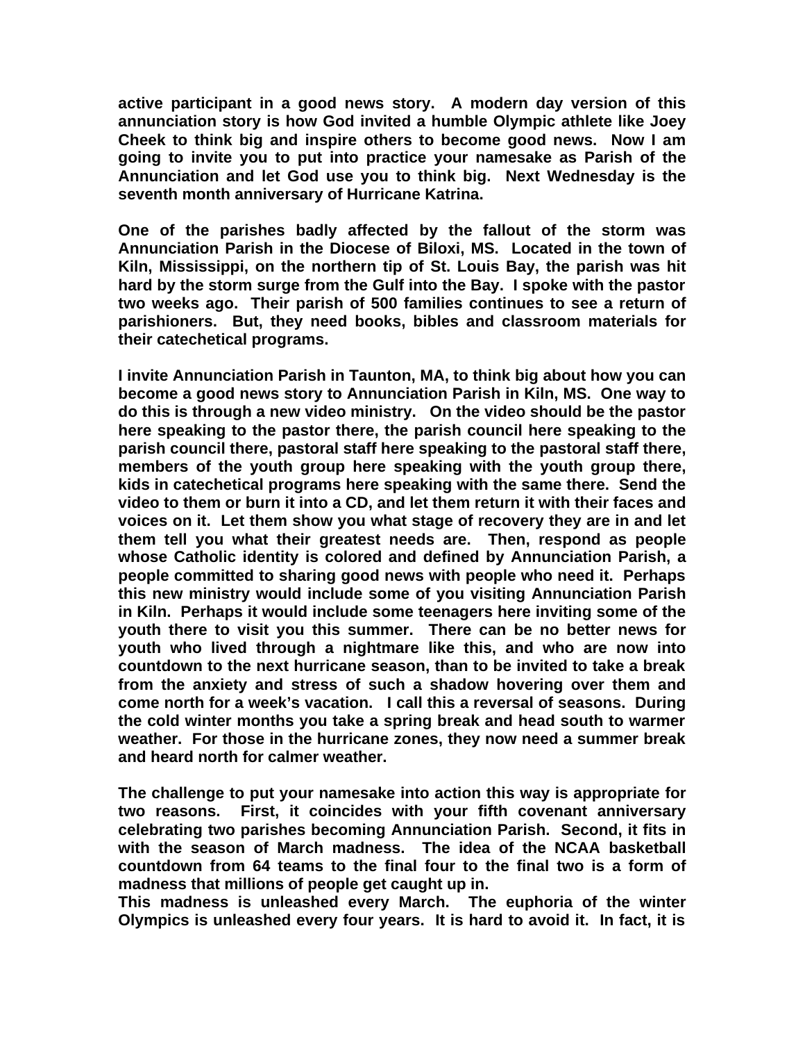**active participant in a good news story. A modern day version of this annunciation story is how God invited a humble Olympic athlete like Joey Cheek to think big and inspire others to become good news. Now I am going to invite you to put into practice your namesake as Parish of the Annunciation and let God use you to think big. Next Wednesday is the seventh month anniversary of Hurricane Katrina.**

**One of the parishes badly affected by the fallout of the storm was Annunciation Parish in the Diocese of Biloxi, MS. Located in the town of Kiln, Mississippi, on the northern tip of St. Louis Bay, the parish was hit hard by the storm surge from the Gulf into the Bay. I spoke with the pastor two weeks ago. Their parish of 500 families continues to see a return of parishioners. But, they need books, bibles and classroom materials for their catechetical programs.**

**I invite Annunciation Parish in Taunton, MA, to think big about how you can become a good news story to Annunciation Parish in Kiln, MS. One way to do this is through a new video ministry. On the video should be the pastor here speaking to the pastor there, the parish council here speaking to the parish council there, pastoral staff here speaking to the pastoral staff there, members of the youth group here speaking with the youth group there, kids in catechetical programs here speaking with the same there. Send the video to them or burn it into a CD, and let them return it with their faces and voices on it. Let them show you what stage of recovery they are in and let them tell you what their greatest needs are. Then, respond as people whose Catholic identity is colored and defined by Annunciation Parish, a people committed to sharing good news with people who need it. Perhaps this new ministry would include some of you visiting Annunciation Parish in Kiln. Perhaps it would include some teenagers here inviting some of the youth there to visit you this summer. There can be no better news for youth who lived through a nightmare like this, and who are now into countdown to the next hurricane season, than to be invited to take a break from the anxiety and stress of such a shadow hovering over them and come north for a week's vacation. I call this a reversal of seasons. During the cold winter months you take a spring break and head south to warmer weather. For those in the hurricane zones, they now need a summer break and heard north for calmer weather.**

**The challenge to put your namesake into action this way is appropriate for two reasons. First, it coincides with your fifth covenant anniversary celebrating two parishes becoming Annunciation Parish. Second, it fits in with the season of March madness. The idea of the NCAA basketball countdown from 64 teams to the final four to the final two is a form of madness that millions of people get caught up in.**
**This madness is unleashed every March. The euphoria of the winter Olympics is unleashed every four years. It is hard to avoid it. In fact, it is**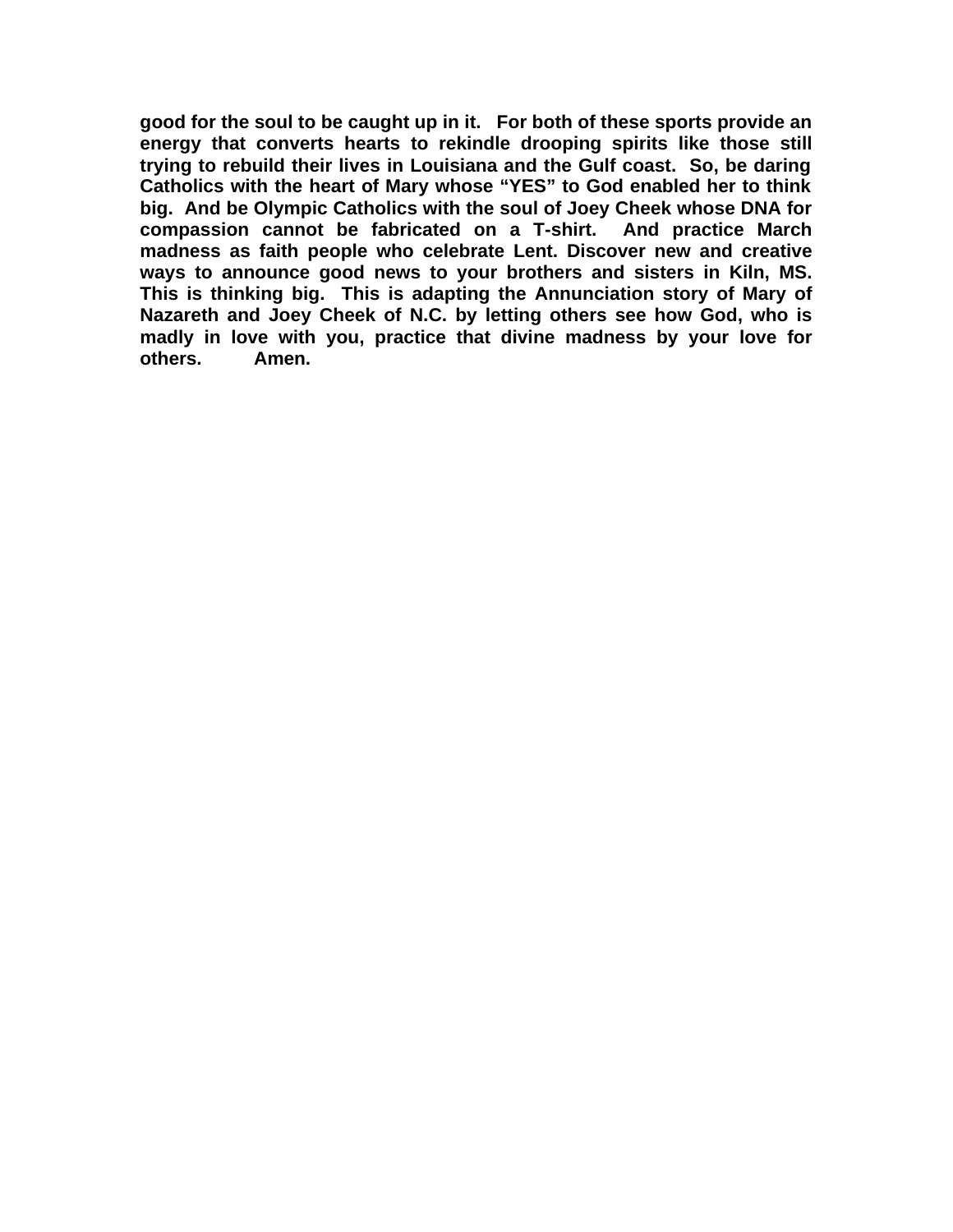**good for the soul to be caught up in it. For both of these sports provide an energy that converts hearts to rekindle drooping spirits like those still trying to rebuild their lives in Louisiana and the Gulf coast. So, be daring Catholics with the heart of Mary whose "YES" to God enabled her to think big. And be Olympic Catholics with the soul of Joey Cheek whose DNA for compassion cannot be fabricated on a T-shirt. And practice March madness as faith people who celebrate Lent. Discover new and creative ways to announce good news to your brothers and sisters in Kiln, MS. This is thinking big. This is adapting the Annunciation story of Mary of Nazareth and Joey Cheek of N.C. by letting others see how God, who is madly in love with you, practice that divine madness by your love for others. Amen.**